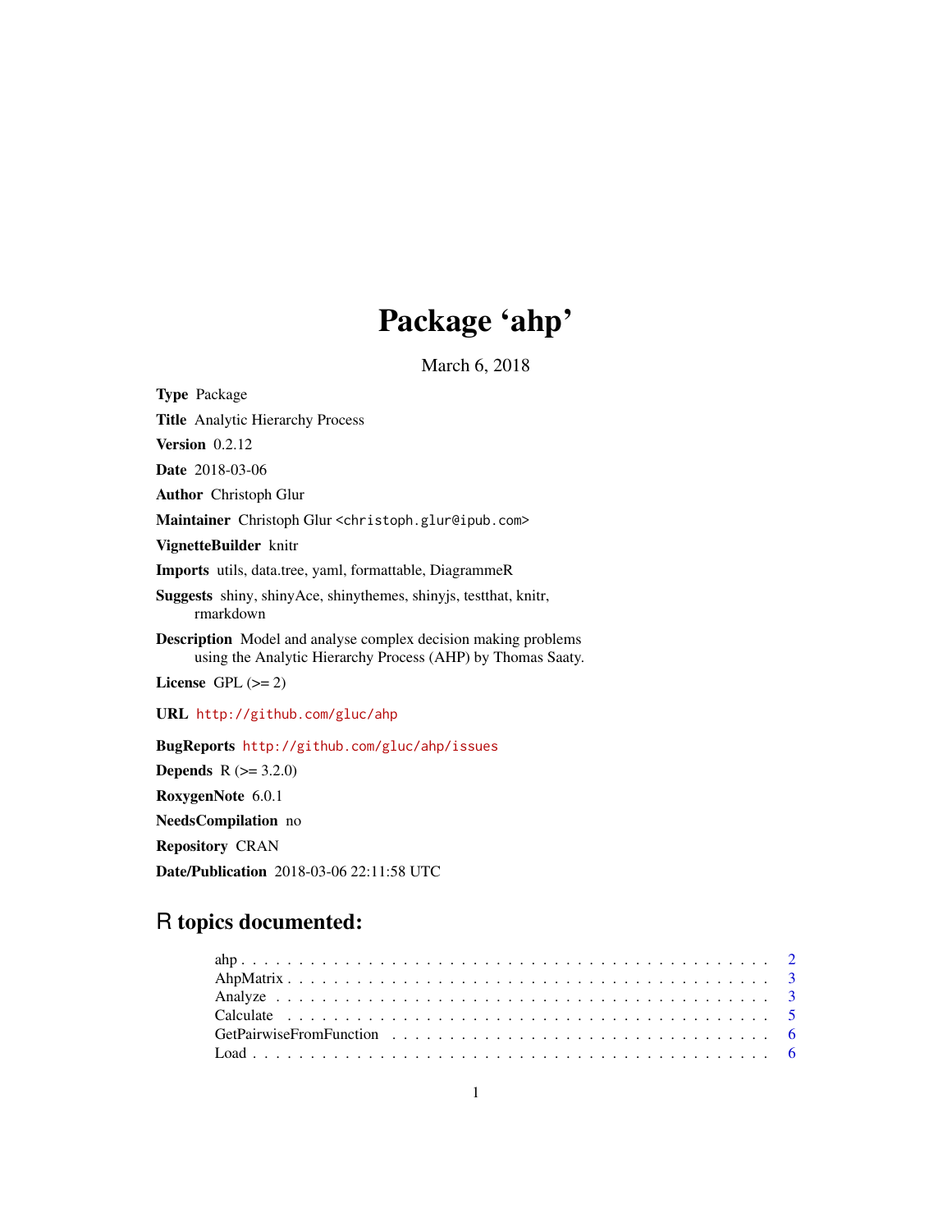# Package 'ahp'

March 6, 2018

**Type** Package

**Title** Analytic Hierarchy Process

**Version** 0.2.12

**Date** 2018-03-06

**Author** Christoph Glur

**Maintainer** Christoph Glur <christoph.glur@ipub.com>

**VignetteBuilder** knitr

**Imports** utils, data.tree, yaml, formattable, DiagrammeR

**Suggests** shiny, shinyAce, shinythemes, shinyjs, testthat, knitr, rmarkdown

**Description** Model and analyse complex decision making problems using the Analytic Hierarchy Process (AHP) by Thomas Saaty.

**License** GPL (>= 2)

**URL** http://github.com/gluc/ahp

**BugReports** http://github.com/gluc/ahp/issues

**Depends** R (>= 3.2.0)

**RoxygenNote** 6.0.1

**NeedsCompilation** no

**Repository** CRAN

**Date/Publication** 2018-03-06 22:11:58 UTC

## R topics documented:

- ahp . . . . . . . . . . . . . . . . . . . . . . . . . . . . . . . . . . . . . . . . . . 2
- AhpMatrix . . . . . . . . . . . . . . . . . . . . . . . . . . . . . . . . . . . . . . 3
- Analyze . . . . . . . . . . . . . . . . . . . . . . . . . . . . . . . . . . . . . . . 3
- Calculate . . . . . . . . . . . . . . . . . . . . . . . . . . . . . . . . . . . . . . 5
- GetPairwiseFromFunction . . . . . . . . . . . . . . . . . . . . . . . . . . . . . 6
- Load . . . . . . . . . . . . . . . . . . . . . . . . . . . . . . . . . . . . . . . . 6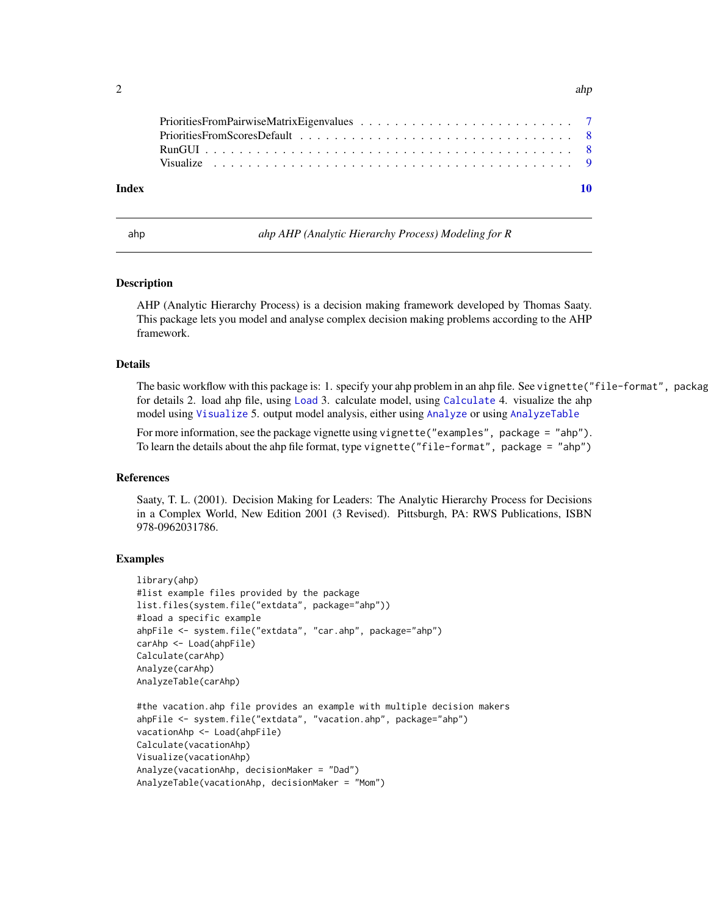PrioritiesFromPairwiseMatrixEigenvalues . . . . . . . . . . . . . . . . . . . . . . . . . 7
PrioritiesFromScoresDefault . . . . . . . . . . . . . . . . . . . . . . . . . . . . . . . 8
RunGUI . . . . . . . . . . . . . . . . . . . . . . . . . . . . . . . . . . . . . . . . . 8
Visualize . . . . . . . . . . . . . . . . . . . . . . . . . . . . . . . . . . . . . . . . 9

**Index** **10**

---

ahp *ahp AHP (Analytic Hierarchy Process) Modeling for R*

---

### Description

AHP (Analytic Hierarchy Process) is a decision making framework developed by Thomas Saaty. This package lets you model and analyse complex decision making problems according to the AHP framework.

### Details

The basic workflow with this package is: 1. specify your ahp problem in an ahp file. See `vignette("file-format", package = "ahp")` for details 2. load ahp file, using `Load` 3. calculate model, using `Calculate` 4. visualize the ahp model using `Visualize` 5. output model analysis, either using `Analyze` or using `AnalyzeTable`

For more information, see the package vignette using `vignette("examples", package = "ahp")`. To learn the details about the ahp file format, type `vignette("file-format", package = "ahp")`

### References

Saaty, T. L. (2001). Decision Making for Leaders: The Analytic Hierarchy Process for Decisions in a Complex World, New Edition 2001 (3 Revised). Pittsburgh, PA: RWS Publications, ISBN 978-0962031786.

### Examples

```
library(ahp)
#list example files provided by the package
list.files(system.file("extdata", package="ahp"))
#load a specific example
ahpFile <- system.file("extdata", "car.ahp", package="ahp")
carAhp <- Load(ahpFile)
Calculate(carAhp)
Analyze(carAhp)
AnalyzeTable(carAhp)

#the vacation.ahp file provides an example with multiple decision makers
ahpFile <- system.file("extdata", "vacation.ahp", package="ahp")
vacationAhp <- Load(ahpFile)
Calculate(vacationAhp)
Visualize(vacationAhp)
Analyze(vacationAhp, decisionMaker = "Dad")
AnalyzeTable(vacationAhp, decisionMaker = "Mom")
```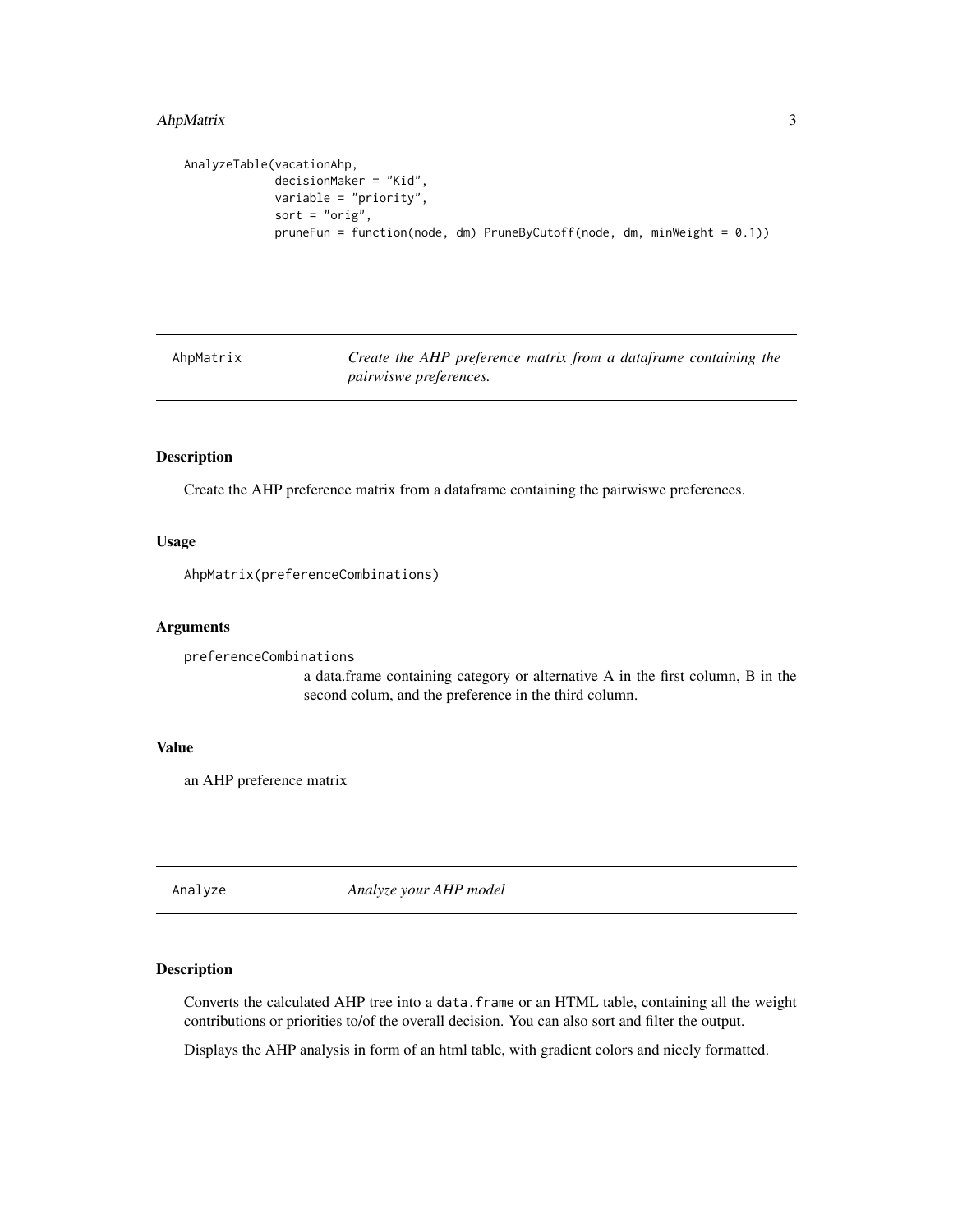```
AnalyzeTable(vacationAhp,
             decisionMaker = "Kid",
             variable = "priority",
             sort = "orig",
             pruneFun = function(node, dm) PruneByCutoff(node, dm, minWeight = 0.1))
```

## AhpMatrix — *Create the AHP preference matrix from a dataframe containing the pairwiswe preferences.*

### Description

Create the AHP preference matrix from a dataframe containing the pairwiswe preferences.

### Usage

```
AhpMatrix(preferenceCombinations)
```

### Arguments

`preferenceCombinations`
: a data.frame containing category or alternative A in the first column, B in the second colum, and the preference in the third column.

### Value

an AHP preference matrix

## Analyze — *Analyze your AHP model*

### Description

Converts the calculated AHP tree into a `data.frame` or an HTML table, containing all the weight contributions or priorities to/of the overall decision. You can also sort and filter the output.

Displays the AHP analysis in form of an html table, with gradient colors and nicely formatted.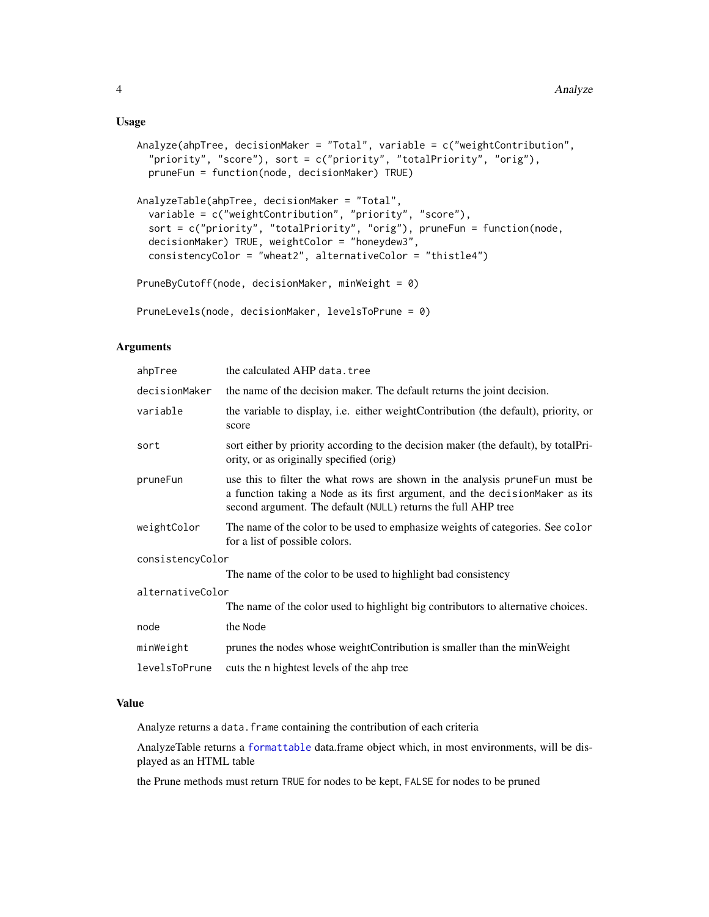## Usage

```
Analyze(ahpTree, decisionMaker = "Total", variable = c("weightContribution",
  "priority", "score"), sort = c("priority", "totalPriority", "orig"),
  pruneFun = function(node, decisionMaker) TRUE)

AnalyzeTable(ahpTree, decisionMaker = "Total",
  variable = c("weightContribution", "priority", "score"),
  sort = c("priority", "totalPriority", "orig"), pruneFun = function(node,
  decisionMaker) TRUE, weightColor = "honeydew3",
  consistencyColor = "wheat2", alternativeColor = "thistle4")

PruneByCutoff(node, decisionMaker, minWeight = 0)

PruneLevels(node, decisionMaker, levelsToPrune = 0)
```

## Arguments

| Argument | Description |
|---|---|
| `ahpTree` | the calculated AHP `data.tree` |
| `decisionMaker` | the name of the decision maker. The default returns the joint decision. |
| `variable` | the variable to display, i.e. either weightContribution (the default), priority, or score |
| `sort` | sort either by priority according to the decision maker (the default), by totalPriority, or as originally specified (orig) |
| `pruneFun` | use this to filter the what rows are shown in the analysis `pruneFun` must be a function taking a `Node` as its first argument, and the `decisionMaker` as its second argument. The default (`NULL`) returns the full AHP tree |
| `weightColor` | The name of the color to be used to emphasize weights of categories. See `color` for a list of possible colors. |
| `consistencyColor` | The name of the color to be used to highlight bad consistency |
| `alternativeColor` | The name of the color used to highlight big contributors to alternative choices. |
| `node` | the `Node` |
| `minWeight` | prunes the nodes whose weightContribution is smaller than the minWeight |
| `levelsToPrune` | cuts the n hightest levels of the ahp tree |

## Value

Analyze returns a `data.frame` containing the contribution of each criteria

AnalyzeTable returns a `formattable` data.frame object which, in most environments, will be displayed as an HTML table

the Prune methods must return `TRUE` for nodes to be kept, `FALSE` for nodes to be pruned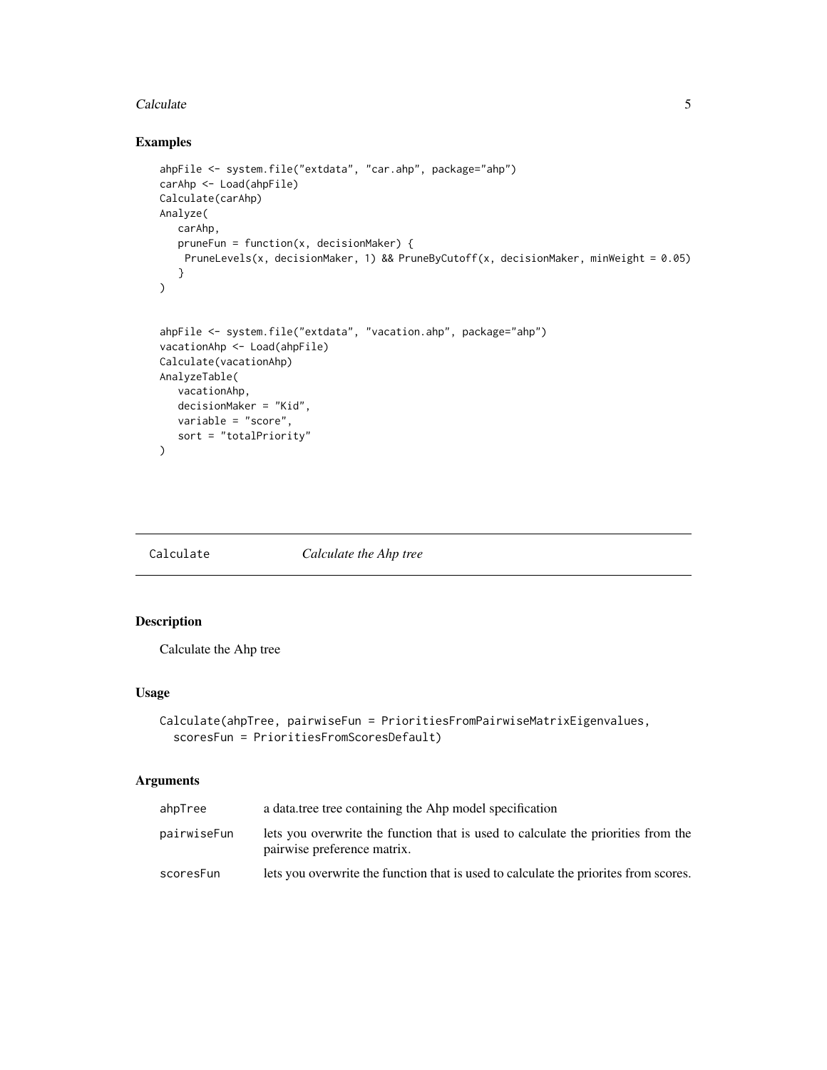## Examples

```
ahpFile <- system.file("extdata", "car.ahp", package="ahp")
carAhp <- Load(ahpFile)
Calculate(carAhp)
Analyze(
   carAhp,
   pruneFun = function(x, decisionMaker) {
    PruneLevels(x, decisionMaker, 1) && PruneByCutoff(x, decisionMaker, minWeight = 0.05)
   }
)


ahpFile <- system.file("extdata", "vacation.ahp", package="ahp")
vacationAhp <- Load(ahpFile)
Calculate(vacationAhp)
AnalyzeTable(
   vacationAhp,
   decisionMaker = "Kid",
   variable = "score",
   sort = "totalPriority"
)
```

---

# Calculate — *Calculate the Ahp tree*

---

## Description

Calculate the Ahp tree

## Usage

```
Calculate(ahpTree, pairwiseFun = PrioritiesFromPairwiseMatrixEigenvalues,
  scoresFun = PrioritiesFromScoresDefault)
```

## Arguments

| | |
|---|---|
| `ahpTree` | a data.tree tree containing the Ahp model specification |
| `pairwiseFun` | lets you overwrite the function that is used to calculate the priorities from the pairwise preference matrix. |
| `scoresFun` | lets you overwrite the function that is used to calculate the priorites from scores. |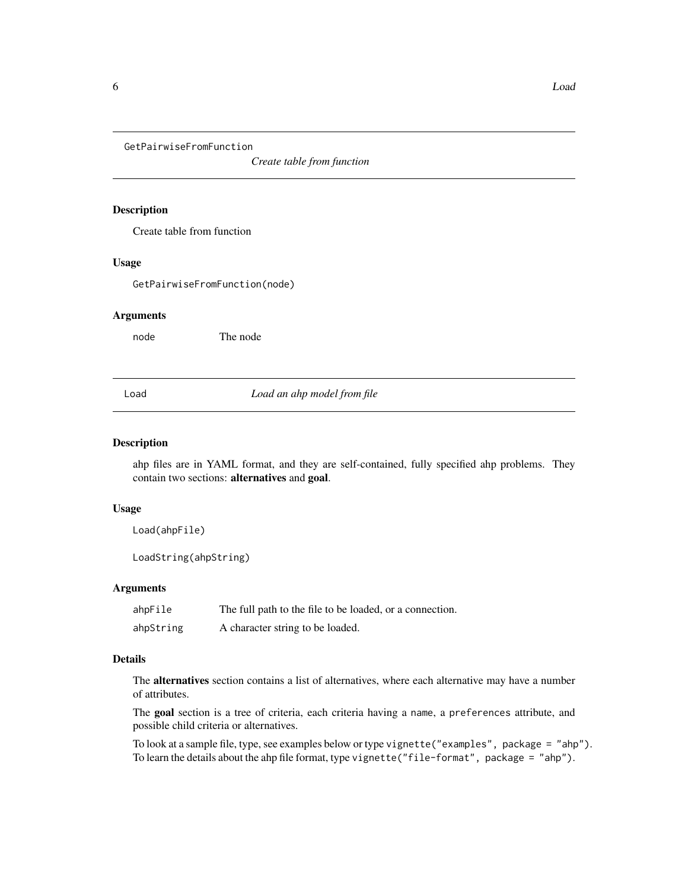## GetPairwiseFromFunction

*Create table from function*

### Description

Create table from function

### Usage

```
GetPairwiseFromFunction(node)
```

### Arguments

| | |
|---|---|
| `node` | The node |

## Load

*Load an ahp model from file*

### Description

ahp files are in YAML format, and they are self-contained, fully specified ahp problems. They contain two sections: **alternatives** and **goal**.

### Usage

```
Load(ahpFile)

LoadString(ahpString)
```

### Arguments

| | |
|---|---|
| `ahpFile` | The full path to the file to be loaded, or a connection. |
| `ahpString` | A character string to be loaded. |

### Details

The **alternatives** section contains a list of alternatives, where each alternative may have a number of attributes.

The **goal** section is a tree of criteria, each criteria having a `name`, a `preferences` attribute, and possible child criteria or alternatives.

To look at a sample file, type, see examples below or type `vignette("examples", package = "ahp")`. To learn the details about the ahp file format, type `vignette("file-format", package = "ahp")`.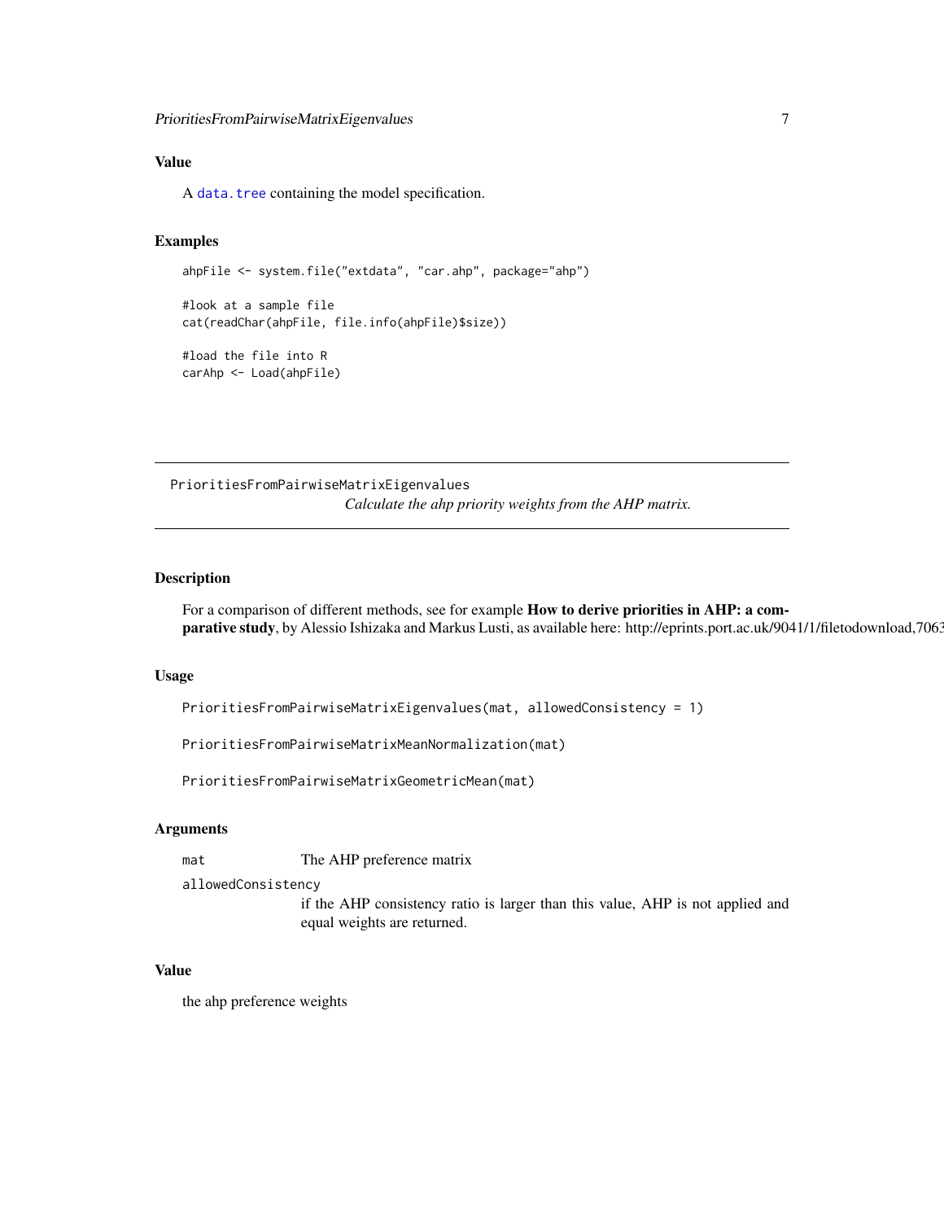### Value

A `data.tree` containing the model specification.

### Examples

```
ahpFile <- system.file("extdata", "car.ahp", package="ahp")

#look at a sample file
cat(readChar(ahpFile, file.info(ahpFile)$size))

#load the file into R
carAhp <- Load(ahpFile)
```

---

## PrioritiesFromPairwiseMatrixEigenvalues

*Calculate the ahp priority weights from the AHP matrix.*

---

### Description

For a comparison of different methods, see for example **How to derive priorities in AHP: a comparative study**, by Alessio Ishizaka and Markus Lusti, as available here: http://eprints.port.ac.uk/9041/1/filetodownload,7063

### Usage

```
PrioritiesFromPairwiseMatrixEigenvalues(mat, allowedConsistency = 1)

PrioritiesFromPairwiseMatrixMeanNormalization(mat)

PrioritiesFromPairwiseMatrixGeometricMean(mat)
```

### Arguments

| | |
|---|---|
| `mat` | The AHP preference matrix |
| `allowedConsistency` | if the AHP consistency ratio is larger than this value, AHP is not applied and equal weights are returned. |

### Value

the ahp preference weights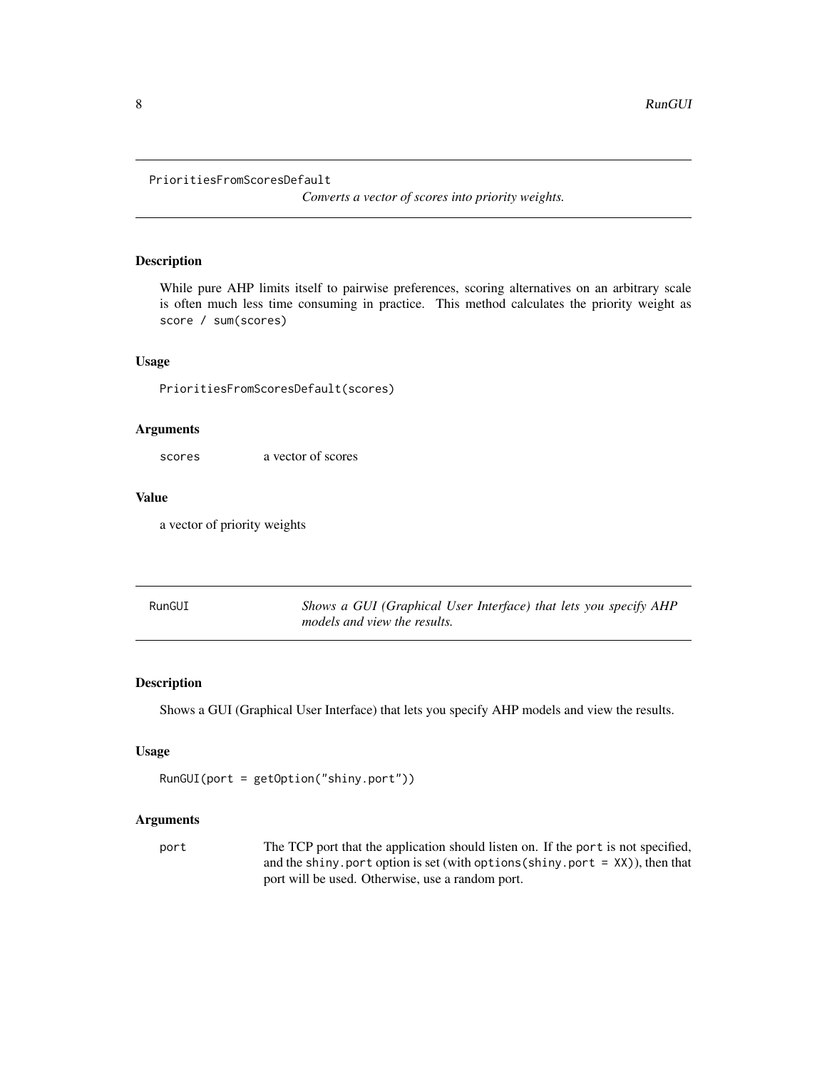## PrioritiesFromScoresDefault

*Converts a vector of scores into priority weights.*

### Description

While pure AHP limits itself to pairwise preferences, scoring alternatives on an arbitrary scale is often much less time consuming in practice. This method calculates the priority weight as `score / sum(scores)`

### Usage

```
PrioritiesFromScoresDefault(scores)
```

### Arguments

| | |
|---|---|
| `scores` | a vector of scores |

### Value

a vector of priority weights

## RunGUI

*Shows a GUI (Graphical User Interface) that lets you specify AHP models and view the results.*

### Description

Shows a GUI (Graphical User Interface) that lets you specify AHP models and view the results.

### Usage

```
RunGUI(port = getOption("shiny.port"))
```

### Arguments

| | |
|---|---|
| `port` | The TCP port that the application should listen on. If the `port` is not specified, and the `shiny.port` option is set (with `options(shiny.port = XX)`), then that port will be used. Otherwise, use a random port. |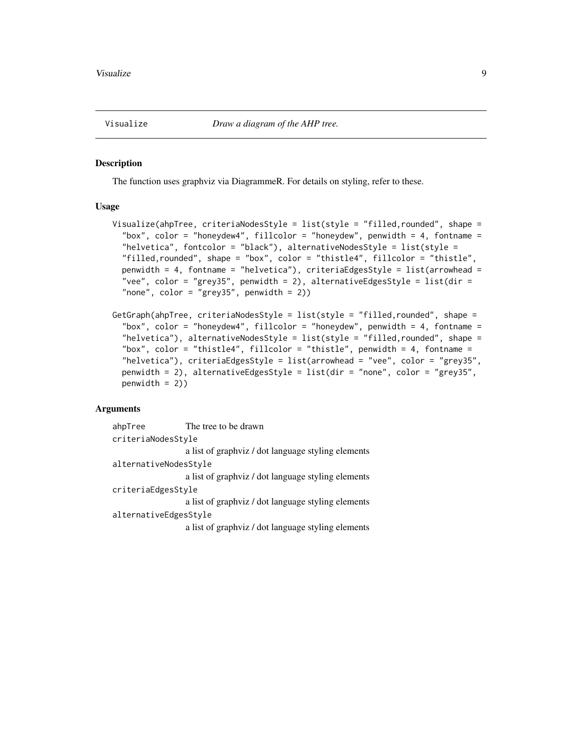Visualize *Draw a diagram of the AHP tree.*

### Description

The function uses graphviz via DiagrammeR. For details on styling, refer to these.

### Usage

```
Visualize(ahpTree, criteriaNodesStyle = list(style = "filled,rounded", shape =
  "box", color = "honeydew4", fillcolor = "honeydew", penwidth = 4, fontname =
  "helvetica", fontcolor = "black"), alternativeNodesStyle = list(style =
  "filled,rounded", shape = "box", color = "thistle4", fillcolor = "thistle",
  penwidth = 4, fontname = "helvetica"), criteriaEdgesStyle = list(arrowhead =
  "vee", color = "grey35", penwidth = 2), alternativeEdgesStyle = list(dir =
  "none", color = "grey35", penwidth = 2))

GetGraph(ahpTree, criteriaNodesStyle = list(style = "filled,rounded", shape =
  "box", color = "honeydew4", fillcolor = "honeydew", penwidth = 4, fontname =
  "helvetica"), alternativeNodesStyle = list(style = "filled,rounded", shape =
  "box", color = "thistle4", fillcolor = "thistle", penwidth = 4, fontname =
  "helvetica"), criteriaEdgesStyle = list(arrowhead = "vee", color = "grey35",
  penwidth = 2), alternativeEdgesStyle = list(dir = "none", color = "grey35",
  penwidth = 2))
```

### Arguments

| | |
|---|---|
| `ahpTree` | The tree to be drawn |
| `criteriaNodesStyle` | a list of graphviz / dot language styling elements |
| `alternativeNodesStyle` | a list of graphviz / dot language styling elements |
| `criteriaEdgesStyle` | a list of graphviz / dot language styling elements |
| `alternativeEdgesStyle` | a list of graphviz / dot language styling elements |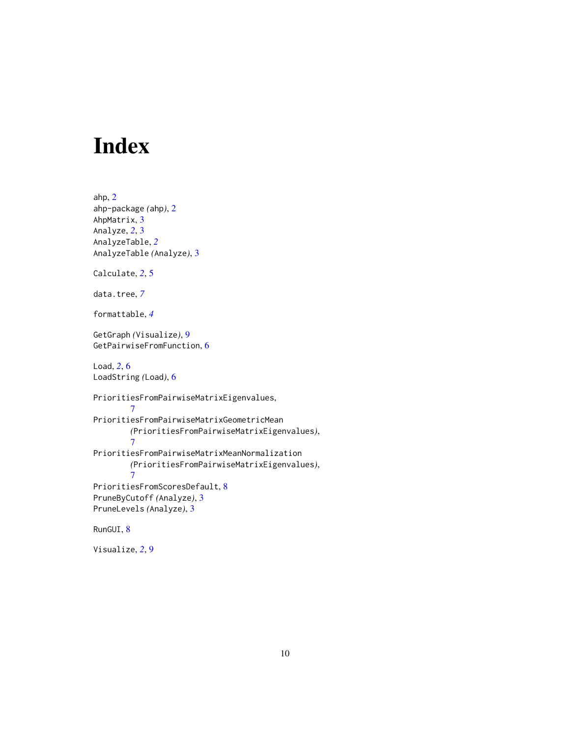# Index

ahp, 2
ahp-package *(*ahp*)*, 2
AhpMatrix, 3
Analyze, *2*, 3
AnalyzeTable, *2*
AnalyzeTable *(*Analyze*)*, 3

Calculate, *2*, 5

data.tree, *7*

formattable, *4*

GetGraph *(*Visualize*)*, 9
GetPairwiseFromFunction, 6

Load, *2*, 6
LoadString *(*Load*)*, 6

PrioritiesFromPairwiseMatrixEigenvalues, 7
PrioritiesFromPairwiseMatrixGeometricMean *(*PrioritiesFromPairwiseMatrixEigenvalues*)*, 7
PrioritiesFromPairwiseMatrixMeanNormalization *(*PrioritiesFromPairwiseMatrixEigenvalues*)*, 7
PrioritiesFromScoresDefault, 8
PruneByCutoff *(*Analyze*)*, 3
PruneLevels *(*Analyze*)*, 3

RunGUI, 8

Visualize, *2*, 9